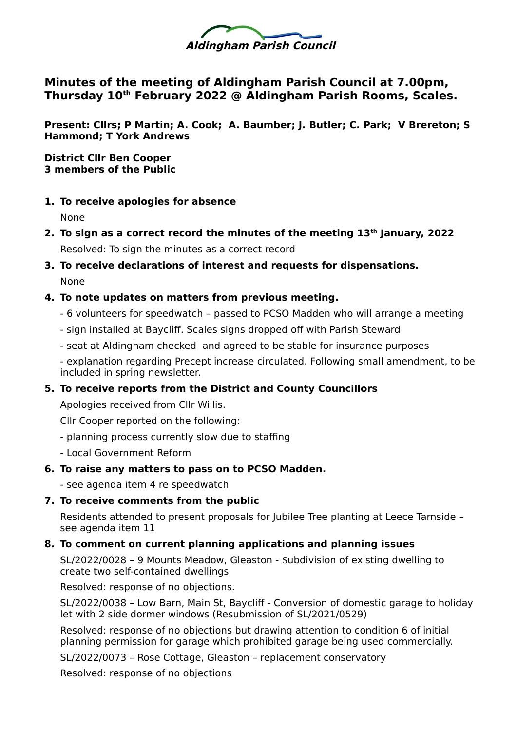**Aldingham Parish Council**

# Minutes of the meeting of Aldingham Parish Council at 7.00pm, Thursday 10th February 2022 @ Aldingham Parish Rooms, Scales.

**Present: Cllrs; P Martin; A. Cook; A. Baumber; J. Butler; C. Park; V Brereton; S Hammond; T York Andrews**

**District Cllr Ben Cooper**
**3 members of the Public**

1. **To receive apologies for absence**

   None

2. **To sign as a correct record the minutes of the meeting 13th January, 2022**

   Resolved: To sign the minutes as a correct record

3. **To receive declarations of interest and requests for dispensations.**

   None

4. **To note updates on matters from previous meeting.**

   - 6 volunteers for speedwatch – passed to PCSO Madden who will arrange a meeting
   - sign installed at Baycliff. Scales signs dropped off with Parish Steward
   - seat at Aldingham checked and agreed to be stable for insurance purposes
   - explanation regarding Precept increase circulated. Following small amendment, to be included in spring newsletter.

5. **To receive reports from the District and County Councillors**

   Apologies received from Cllr Willis.

   Cllr Cooper reported on the following:

   - planning process currently slow due to staffing
   - Local Government Reform

6. **To raise any matters to pass on to PCSO Madden.**

   - see agenda item 4 re speedwatch

7. **To receive comments from the public**

   Residents attended to present proposals for Jubilee Tree planting at Leece Tarnside – see agenda item 11

8. **To comment on current planning applications and planning issues**

   SL/2022/0028 – 9 Mounts Meadow, Gleaston - Subdivision of existing dwelling to create two self-contained dwellings

   Resolved: response of no objections.

   SL/2022/0038 – Low Barn, Main St, Baycliff - Conversion of domestic garage to holiday let with 2 side dormer windows (Resubmission of SL/2021/0529)

   Resolved: response of no objections but drawing attention to condition 6 of initial planning permission for garage which prohibited garage being used commercially.

   SL/2022/0073 – Rose Cottage, Gleaston – replacement conservatory

   Resolved: response of no objections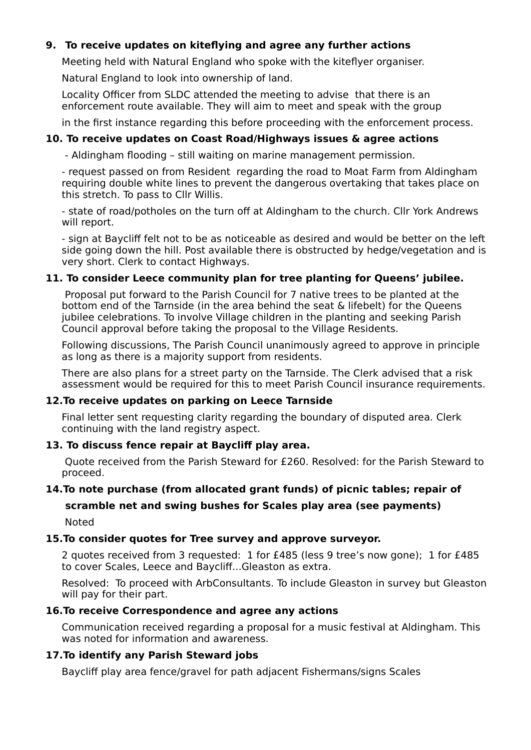**9. To receive updates on kiteflying and agree any further actions**

Meeting held with Natural England who spoke with the kiteflyer organiser.

Natural England to look into ownership of land.

Locality Officer from SLDC attended the meeting to advise that there is an enforcement route available. They will aim to meet and speak with the group

in the first instance regarding this before proceeding with the enforcement process.

**10. To receive updates on Coast Road/Highways issues & agree actions**

- Aldingham flooding – still waiting on marine management permission.

- request passed on from Resident regarding the road to Moat Farm from Aldingham requiring double white lines to prevent the dangerous overtaking that takes place on this stretch. To pass to Cllr Willis.

- state of road/potholes on the turn off at Aldingham to the church. Cllr York Andrews will report.

- sign at Baycliff felt not to be as noticeable as desired and would be better on the left side going down the hill. Post available there is obstructed by hedge/vegetation and is very short. Clerk to contact Highways.

**11. To consider Leece community plan for tree planting for Queens' jubilee.**

Proposal put forward to the Parish Council for 7 native trees to be planted at the bottom end of the Tarnside (in the area behind the seat & lifebelt) for the Queens jubilee celebrations. To involve Village children in the planting and seeking Parish Council approval before taking the proposal to the Village Residents.

Following discussions, The Parish Council unanimously agreed to approve in principle as long as there is a majority support from residents.

There are also plans for a street party on the Tarnside. The Clerk advised that a risk assessment would be required for this to meet Parish Council insurance requirements.

**12. To receive updates on parking on Leece Tarnside**

Final letter sent requesting clarity regarding the boundary of disputed area. Clerk continuing with the land registry aspect.

**13. To discuss fence repair at Baycliff play area.**

Quote received from the Parish Steward for £260. Resolved: for the Parish Steward to proceed.

**14. To note purchase (from allocated grant funds) of picnic tables; repair of scramble net and swing bushes for Scales play area (see payments)**

Noted

**15. To consider quotes for Tree survey and approve surveyor.**

2 quotes received from 3 requested: 1 for £485 (less 9 tree's now gone); 1 for £485 to cover Scales, Leece and Baycliff...Gleaston as extra.

Resolved: To proceed with ArbConsultants. To include Gleaston in survey but Gleaston will pay for their part.

**16. To receive Correspondence and agree any actions**

Communication received regarding a proposal for a music festival at Aldingham. This was noted for information and awareness.

**17. To identify any Parish Steward jobs**

Baycliff play area fence/gravel for path adjacent Fishermans/signs Scales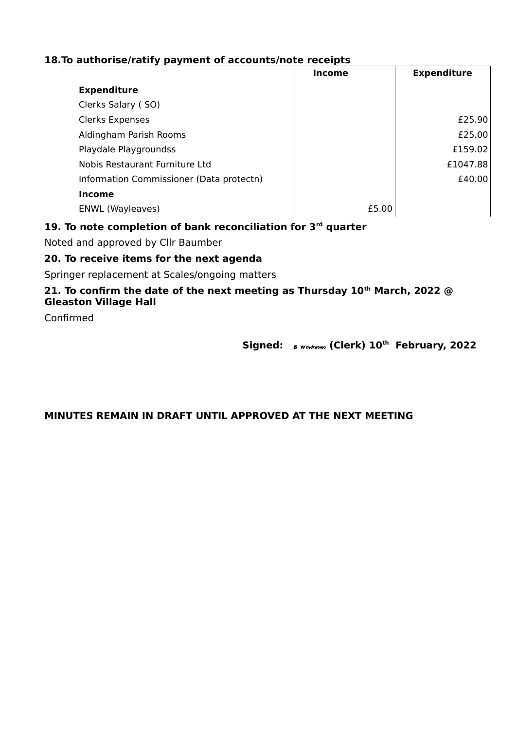### 18. To authorise/ratify payment of accounts/note receipts

| | Income | Expenditure |
|---|---|---|
| **Expenditure** | | |
| Clerks Salary ( SO) | | |
| Clerks Expenses | | £25.90 |
| Aldingham Parish Rooms | | £25.00 |
| Playdale Playgroundss | | £159.02 |
| Nobis Restaurant Furniture Ltd | | £1047.88 |
| Information Commissioner (Data protectn) | | £40.00 |
| **Income** | | |
| ENWL (Wayleaves) | £5.00 | |

### 19. To note completion of bank reconciliation for 3rd quarter

Noted and approved by Cllr Baumber

### 20. To receive items for the next agenda

Springer replacement at Scales/ongoing matters

### 21. To confirm the date of the next meeting as Thursday 10th March, 2022 @ Gleaston Village Hall

Confirmed

**Signed:** B Workman **(Clerk) 10th February, 2022**

**MINUTES REMAIN IN DRAFT UNTIL APPROVED AT THE NEXT MEETING**